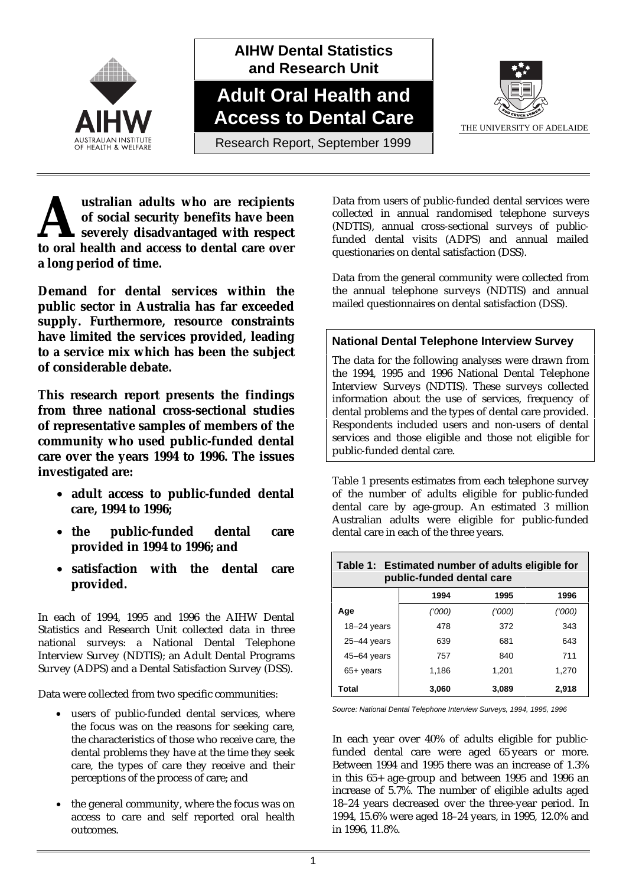**AIHW Dental Statistics and Research Unit**

# Adult Oral Health and Access to Dental Care

Research Report, September 1999

THE UNIVERSITY OF ADELAIDE

**Australian adults who are recipients of social security benefits have been severely disadvantaged with respect to oral health and access to dental care over a long period of time.**

**Demand for dental services within the public sector in Australia has far exceeded supply. Furthermore, resource constraints have limited the services provided, leading to a service mix which has been the subject of considerable debate.**

**This research report presents the findings from three national cross-sectional studies of representative samples of members of the community who used public-funded dental care over the years 1994 to 1996. The issues investigated are:**

- **adult access to public-funded dental care, 1994 to 1996;**
- **the public-funded dental care provided in 1994 to 1996; and**
- **satisfaction with the dental care provided.**

In each of 1994, 1995 and 1996 the AIHW Dental Statistics and Research Unit collected data in three national surveys: a National Dental Telephone Interview Survey (NDTIS); an Adult Dental Programs Survey (ADPS) and a Dental Satisfaction Survey (DSS).

Data were collected from two specific communities:

- users of public-funded dental services, where the focus was on the reasons for seeking care, the characteristics of those who receive care, the dental problems they have at the time they seek care, the types of care they receive and their perceptions of the process of care; and
- the general community, where the focus was on access to care and self reported oral health outcomes.

Data from users of public-funded dental services were collected in annual randomised telephone surveys (NDTIS), annual cross-sectional surveys of public-funded dental visits (ADPS) and annual mailed questionaries on dental satisfaction (DSS).

Data from the general community were collected from the annual telephone surveys (NDTIS) and annual mailed questionnaires on dental satisfaction (DSS).

### National Dental Telephone Interview Survey

The data for the following analyses were drawn from the 1994, 1995 and 1996 National Dental Telephone Interview Surveys (NDTIS). These surveys collected information about the use of services, frequency of dental problems and the types of dental care provided. Respondents included users and non-users of dental services and those eligible and those not eligible for public-funded dental care.

Table 1 presents estimates from each telephone survey of the number of adults eligible for public-funded dental care by age-group. An estimated 3 million Australian adults were eligible for public-funded dental care in each of the three years.

**Table 1: Estimated number of adults eligible for public-funded dental care**

| | 1994 | 1995 | 1996 |
|---|---|---|---|
| **Age** | *('000)* | *('000)* | *('000)* |
| 18–24 years | 478 | 372 | 343 |
| 25–44 years | 639 | 681 | 643 |
| 45–64 years | 757 | 840 | 711 |
| 65+ years | 1,186 | 1,201 | 1,270 |
| **Total** | **3,060** | **3,089** | **2,918** |

*Source: National Dental Telephone Interview Surveys, 1994, 1995, 1996*

In each year over 40% of adults eligible for public-funded dental care were aged 65 years or more. Between 1994 and 1995 there was an increase of 1.3% in this 65+ age-group and between 1995 and 1996 an increase of 5.7%. The number of eligible adults aged 18–24 years decreased over the three-year period. In 1994, 15.6% were aged 18–24 years, in 1995, 12.0% and in 1996, 11.8%.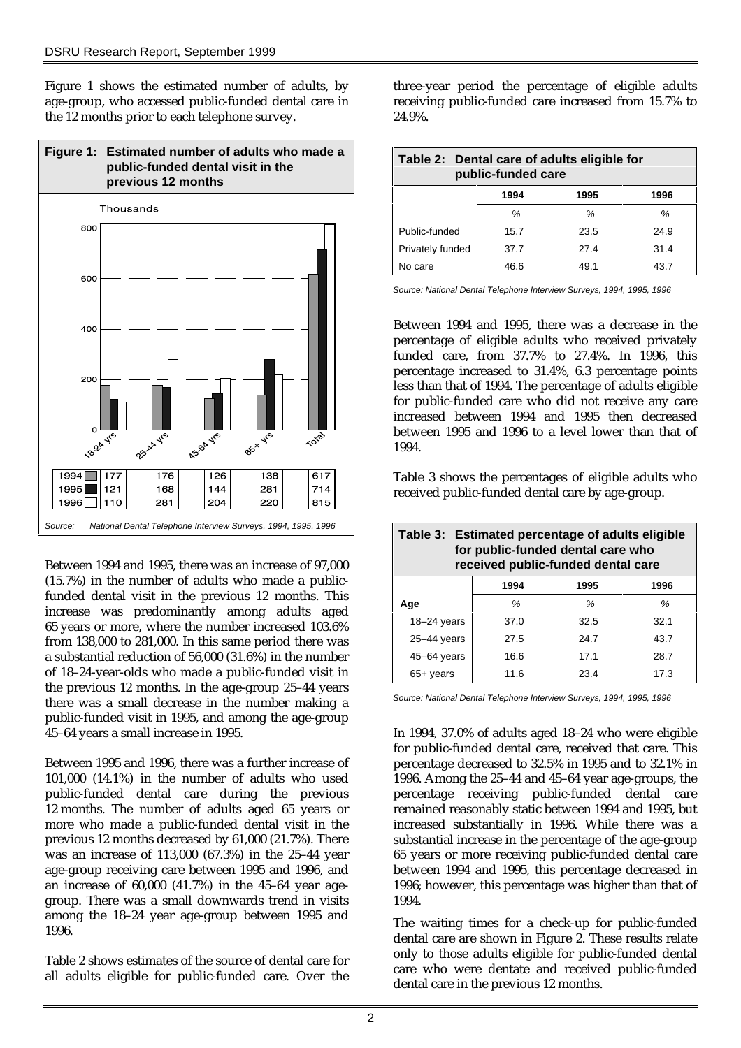Figure 1 shows the estimated number of adults, by age-group, who accessed public-funded dental care in the 12 months prior to each telephone survey.

**Figure 1: Estimated number of adults who made a public-funded dental visit in the previous 12 months**

Thousands

| | 18-24 yrs | 25-44 yrs | 45-64 yrs | 65+ yrs | Total |
|---|---|---|---|---|---|
| 1994 | 177 | 176 | 126 | 138 | 617 |
| 1995 | 121 | 168 | 144 | 281 | 714 |
| 1996 | 110 | 281 | 204 | 220 | 815 |

*Source: National Dental Telephone Interview Surveys, 1994, 1995, 1996*

Between 1994 and 1995, there was an increase of 97,000 (15.7%) in the number of adults who made a public-funded dental visit in the previous 12 months. This increase was predominantly among adults aged 65 years or more, where the number increased 103.6% from 138,000 to 281,000. In this same period there was a substantial reduction of 56,000 (31.6%) in the number of 18–24-year-olds who made a public-funded visit in the previous 12 months. In the age-group 25–44 years there was a small decrease in the number making a public-funded visit in 1995, and among the age-group 45–64 years a small increase in 1995.

Between 1995 and 1996, there was a further increase of 101,000 (14.1%) in the number of adults who used public-funded dental care during the previous 12 months. The number of adults aged 65 years or more who made a public-funded dental visit in the previous 12 months decreased by 61,000 (21.7%). There was an increase of 113,000 (67.3%) in the 25–44 year age-group receiving care between 1995 and 1996, and an increase of 60,000 (41.7%) in the 45–64 year age-group. There was a small downwards trend in visits among the 18–24 year age-group between 1995 and 1996.

Table 2 shows estimates of the source of dental care for all adults eligible for public-funded care. Over the three-year period the percentage of eligible adults receiving public-funded care increased from 15.7% to 24.9%.

**Table 2: Dental care of adults eligible for public-funded care**

| | 1994 | 1995 | 1996 |
|---|---|---|---|
| | % | % | % |
| Public-funded | 15.7 | 23.5 | 24.9 |
| Privately funded | 37.7 | 27.4 | 31.4 |
| No care | 46.6 | 49.1 | 43.7 |

*Source: National Dental Telephone Interview Surveys, 1994, 1995, 1996*

Between 1994 and 1995, there was a decrease in the percentage of eligible adults who received privately funded care, from 37.7% to 27.4%. In 1996, this percentage increased to 31.4%, 6.3 percentage points less than that of 1994. The percentage of adults eligible for public-funded care who did not receive any care increased between 1994 and 1995 then decreased between 1995 and 1996 to a level lower than that of 1994.

Table 3 shows the percentages of eligible adults who received public-funded dental care by age-group.

**Table 3: Estimated percentage of adults eligible for public-funded dental care who received public-funded dental care**

| | 1994 | 1995 | 1996 |
|---|---|---|---|
| **Age** | % | % | % |
| 18–24 years | 37.0 | 32.5 | 32.1 |
| 25–44 years | 27.5 | 24.7 | 43.7 |
| 45–64 years | 16.6 | 17.1 | 28.7 |
| 65+ years | 11.6 | 23.4 | 17.3 |

*Source: National Dental Telephone Interview Surveys, 1994, 1995, 1996*

In 1994, 37.0% of adults aged 18–24 who were eligible for public-funded dental care, received that care. This percentage decreased to 32.5% in 1995 and to 32.1% in 1996. Among the 25–44 and 45–64 year age-groups, the percentage receiving public-funded dental care remained reasonably static between 1994 and 1995, but increased substantially in 1996. While there was a substantial increase in the percentage of the age-group 65 years or more receiving public-funded dental care between 1994 and 1995, this percentage decreased in 1996; however, this percentage was higher than that of 1994.

The waiting times for a check-up for public-funded dental care are shown in Figure 2. These results relate only to those adults eligible for public-funded dental care who were dentate and received public-funded dental care in the previous 12 months.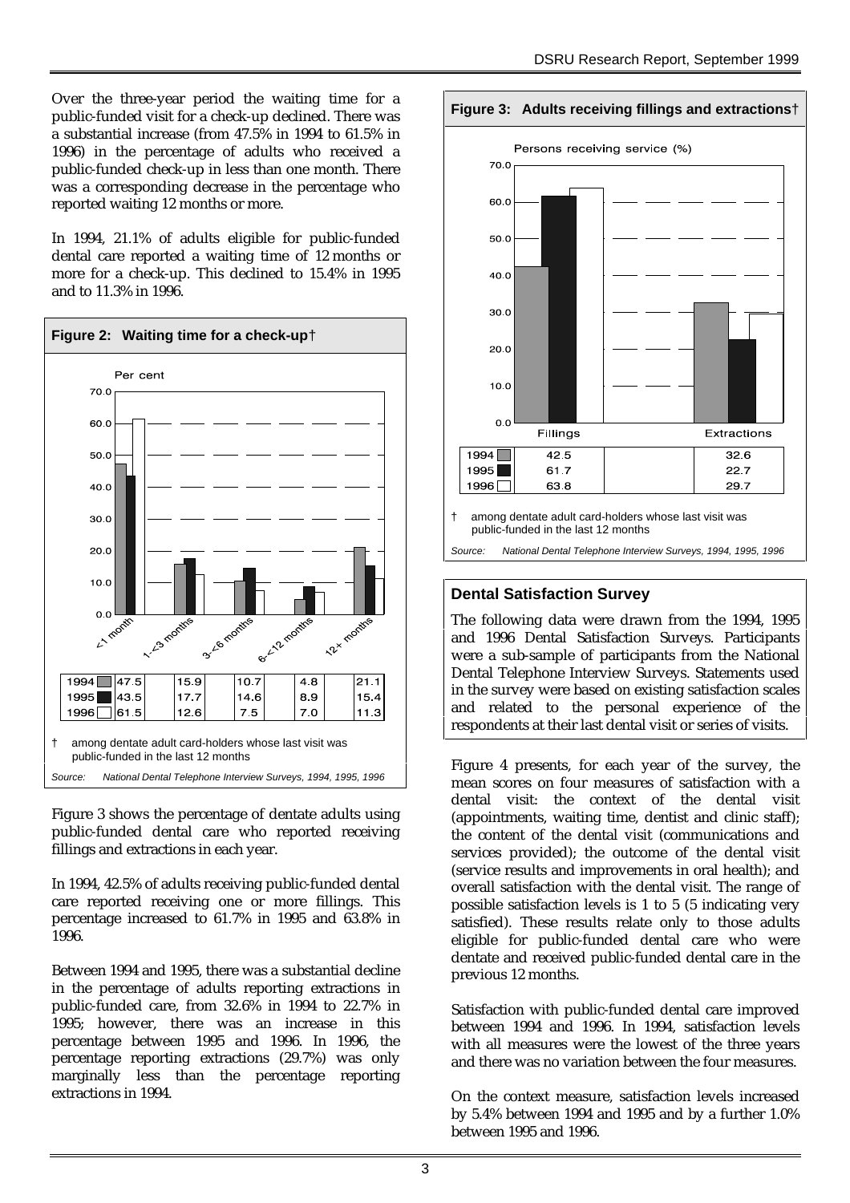Over the three-year period the waiting time for a public-funded visit for a check-up declined. There was a substantial increase (from 47.5% in 1994 to 61.5% in 1996) in the percentage of adults who received a public-funded check-up in less than one month. There was a corresponding decrease in the percentage who reported waiting 12 months or more.

In 1994, 21.1% of adults eligible for public-funded dental care reported a waiting time of 12 months or more for a check-up. This declined to 15.4% in 1995 and to 11.3% in 1996.

**Figure 2: Waiting time for a check-up†**

Per cent

| | <1 month | 1-<3 months | 3-<6 months | 6-<12 months | 12+ months |
|---|---|---|---|---|---|
| 1994 | 47.5 | 15.9 | 10.7 | 4.8 | 21.1 |
| 1995 | 43.5 | 17.7 | 14.6 | 8.9 | 15.4 |
| 1996 | 61.5 | 12.6 | 7.5 | 7.0 | 11.3 |

† among dentate adult card-holders whose last visit was public-funded in the last 12 months

*Source: National Dental Telephone Interview Surveys, 1994, 1995, 1996*

Figure 3 shows the percentage of dentate adults using public-funded dental care who reported receiving fillings and extractions in each year.

In 1994, 42.5% of adults receiving public-funded dental care reported receiving one or more fillings. This percentage increased to 61.7% in 1995 and 63.8% in 1996.

Between 1994 and 1995, there was a substantial decline in the percentage of adults reporting extractions in public-funded care, from 32.6% in 1994 to 22.7% in 1995; however, there was an increase in this percentage between 1995 and 1996. In 1996, the percentage reporting extractions (29.7%) was only marginally less than the percentage reporting extractions in 1994.

**Figure 3: Adults receiving fillings and extractions†**

Persons receiving service (%)

| | Fillings | Extractions |
|---|---|---|
| 1994 | 42.5 | 32.6 |
| 1995 | 61.7 | 22.7 |
| 1996 | 63.8 | 29.7 |

† among dentate adult card-holders whose last visit was public-funded in the last 12 months

*Source: National Dental Telephone Interview Surveys, 1994, 1995, 1996*

### Dental Satisfaction Survey

The following data were drawn from the 1994, 1995 and 1996 Dental Satisfaction Surveys. Participants were a sub-sample of participants from the National Dental Telephone Interview Surveys. Statements used in the survey were based on existing satisfaction scales and related to the personal experience of the respondents at their last dental visit or series of visits.

Figure 4 presents, for each year of the survey, the mean scores on four measures of satisfaction with a dental visit: the context of the dental visit (appointments, waiting time, dentist and clinic staff); the content of the dental visit (communications and services provided); the outcome of the dental visit (service results and improvements in oral health); and overall satisfaction with the dental visit. The range of possible satisfaction levels is 1 to 5 (5 indicating very satisfied). These results relate only to those adults eligible for public-funded dental care who were dentate and received public-funded dental care in the previous 12 months.

Satisfaction with public-funded dental care improved between 1994 and 1996. In 1994, satisfaction levels with all measures were the lowest of the three years and there was no variation between the four measures.

On the context measure, satisfaction levels increased by 5.4% between 1994 and 1995 and by a further 1.0% between 1995 and 1996.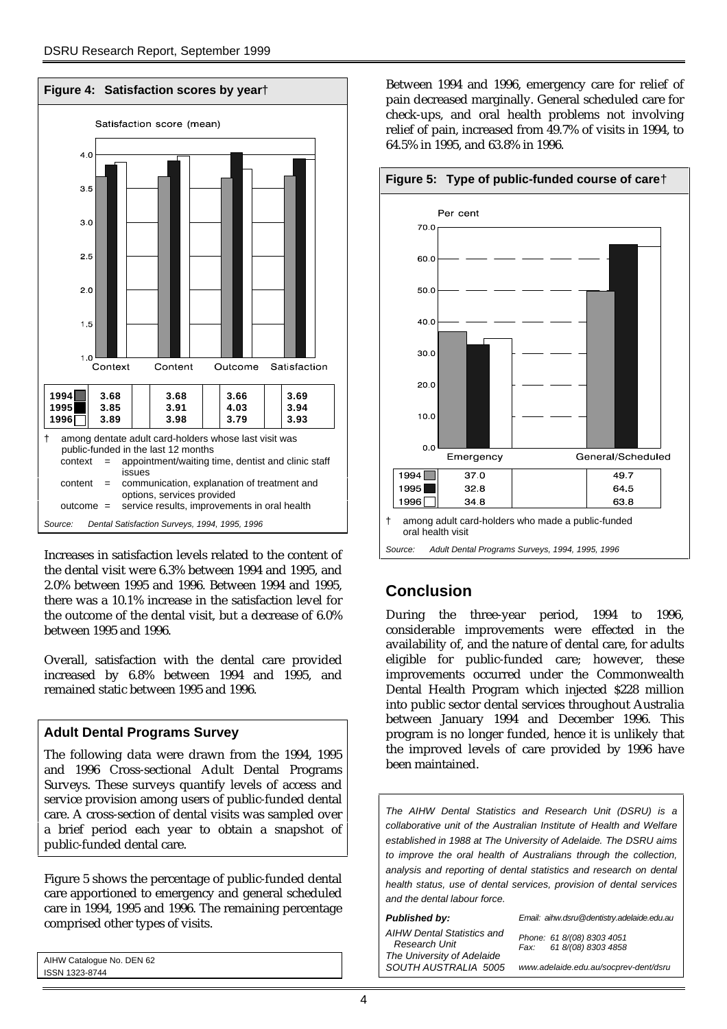**Figure 4: Satisfaction scores by year†**

Satisfaction score (mean)

4.0
3.5
3.0
2.5
2.0
1.5
1.0

Context Content Outcome Satisfaction

1994 3.68 3.68 3.66 3.69
1995 3.85 3.91 4.03 3.94
1996 3.89 3.98 3.79 3.93

† among dentate adult card-holders whose last visit was public-funded in the last 12 months
context = appointment/waiting time, dentist and clinic staff issues
content = communication, explanation of treatment and options, services provided
outcome = service results, improvements in oral health

*Source: Dental Satisfaction Surveys, 1994, 1995, 1996*

Increases in satisfaction levels related to the content of the dental visit were 6.3% between 1994 and 1995, and 2.0% between 1995 and 1996. Between 1994 and 1995, there was a 10.1% increase in the satisfaction level for the outcome of the dental visit, but a decrease of 6.0% between 1995 and 1996.

Overall, satisfaction with the dental care provided increased by 6.8% between 1994 and 1995, and remained static between 1995 and 1996.

### Adult Dental Programs Survey

The following data were drawn from the 1994, 1995 and 1996 Cross-sectional Adult Dental Programs Surveys. These surveys quantify levels of access and service provision among users of public-funded dental care. A cross-section of dental visits was sampled over a brief period each year to obtain a snapshot of public-funded dental care.

Figure 5 shows the percentage of public-funded dental care apportioned to emergency and general scheduled care in 1994, 1995 and 1996. The remaining percentage comprised other types of visits.

Between 1994 and 1996, emergency care for relief of pain decreased marginally. General scheduled care for check-ups, and oral health problems not involving relief of pain, increased from 49.7% of visits in 1994, to 64.5% in 1995, and 63.8% in 1996.

**Figure 5: Type of public-funded course of care†**

Per cent

70.0
60.0
50.0
40.0
30.0
20.0
10.0
0.0

Emergency General/Scheduled

1994 37.0 49.7
1995 32.8 64.5
1996 34.8 63.8

† among adult card-holders who made a public-funded oral health visit

*Source: Adult Dental Programs Surveys, 1994, 1995, 1996*

## Conclusion

During the three-year period, 1994 to 1996, considerable improvements were effected in the availability of, and the nature of dental care, for adults eligible for public-funded care; however, these improvements occurred under the Commonwealth Dental Health Program which injected $228 million into public sector dental services throughout Australia between January 1994 and December 1996. This program is no longer funded, hence it is unlikely that the improved levels of care provided by 1996 have been maintained.

*The AIHW Dental Statistics and Research Unit (DSRU) is a collaborative unit of the Australian Institute of Health and Welfare established in 1988 at The University of Adelaide. The DSRU aims to improve the oral health of Australians through the collection, analysis and reporting of dental statistics and research on dental health status, use of dental services, provision of dental services and the dental labour force.*

***Published by:***
*AIHW Dental Statistics and Research Unit*
*The University of Adelaide*
*SOUTH AUSTRALIA 5005*

*Email: aihw.dsru@dentistry.adelaide.edu.au*
*Phone: 61 8/(08) 8303 4051*
*Fax: 61 8/(08) 8303 4858*
*www.adelaide.edu.au/socprev-dent/dsru*

AIHW Catalogue No. DEN 62
ISSN 1323-8744